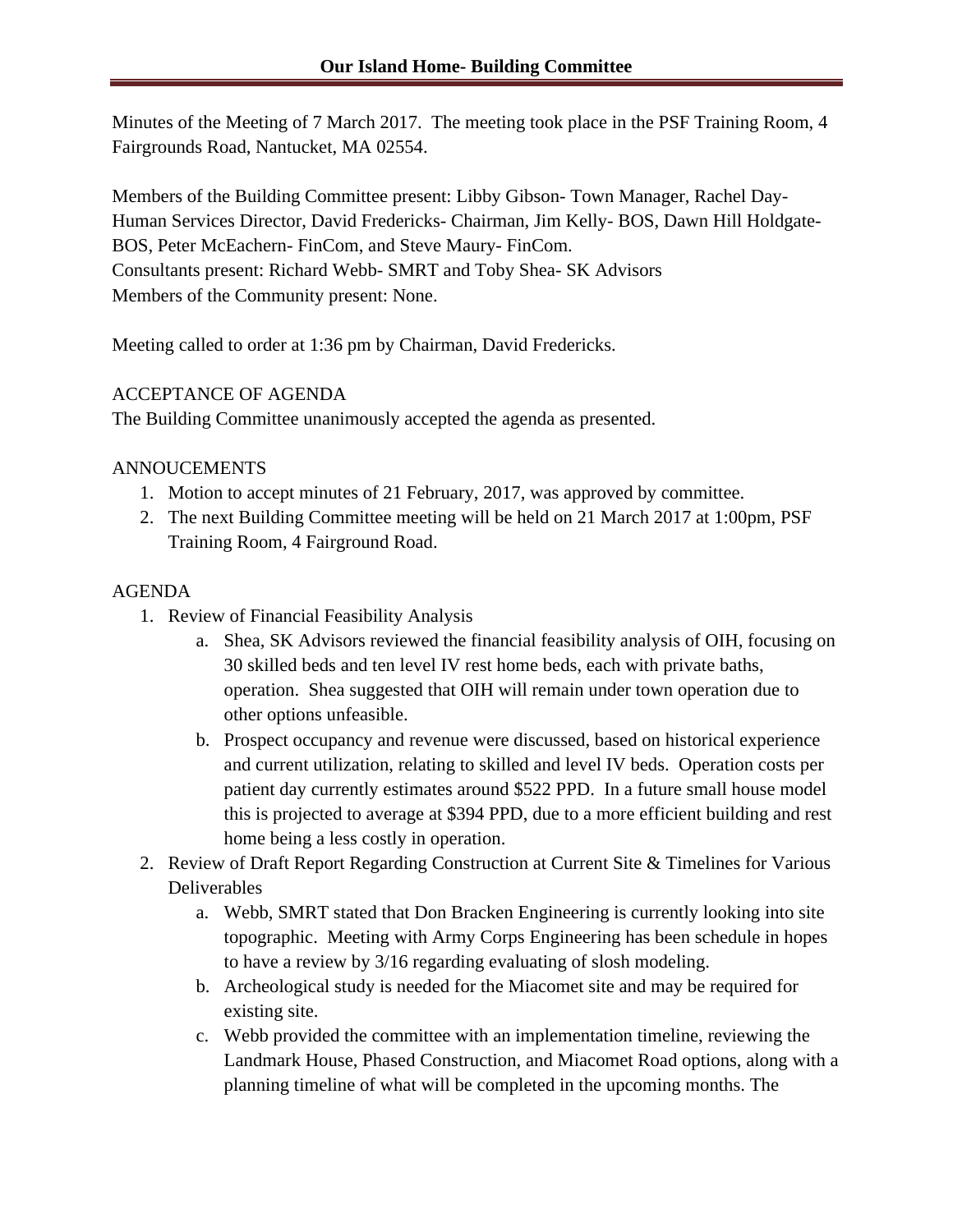# Our Island Home- Building Committee

Minutes of the Meeting of 7 March 2017. The meeting took place in the PSF Training Room, 4 Fairgrounds Road, Nantucket, MA 02554.

Members of the Building Committee present: Libby Gibson- Town Manager, Rachel Day- Human Services Director, David Fredericks- Chairman, Jim Kelly- BOS, Dawn Hill Holdgate- BOS, Peter McEachern- FinCom, and Steve Maury- FinCom.
Consultants present: Richard Webb- SMRT and Toby Shea- SK Advisors
Members of the Community present: None.

Meeting called to order at 1:36 pm by Chairman, David Fredericks.

ACCEPTANCE OF AGENDA
The Building Committee unanimously accepted the agenda as presented.

ANNOUCEMENTS

1. Motion to accept minutes of 21 February, 2017, was approved by committee.
2. The next Building Committee meeting will be held on 21 March 2017 at 1:00pm, PSF Training Room, 4 Fairground Road.

AGENDA

1. Review of Financial Feasibility Analysis
   a. Shea, SK Advisors reviewed the financial feasibility analysis of OIH, focusing on 30 skilled beds and ten level IV rest home beds, each with private baths, operation. Shea suggested that OIH will remain under town operation due to other options unfeasible.
   b. Prospect occupancy and revenue were discussed, based on historical experience and current utilization, relating to skilled and level IV beds. Operation costs per patient day currently estimates around $522 PPD. In a future small house model this is projected to average at $394 PPD, due to a more efficient building and rest home being a less costly in operation.
2. Review of Draft Report Regarding Construction at Current Site & Timelines for Various Deliverables
   a. Webb, SMRT stated that Don Bracken Engineering is currently looking into site topographic. Meeting with Army Corps Engineering has been schedule in hopes to have a review by 3/16 regarding evaluating of slosh modeling.
   b. Archeological study is needed for the Miacomet site and may be required for existing site.
   c. Webb provided the committee with an implementation timeline, reviewing the Landmark House, Phased Construction, and Miacomet Road options, along with a planning timeline of what will be completed in the upcoming months. The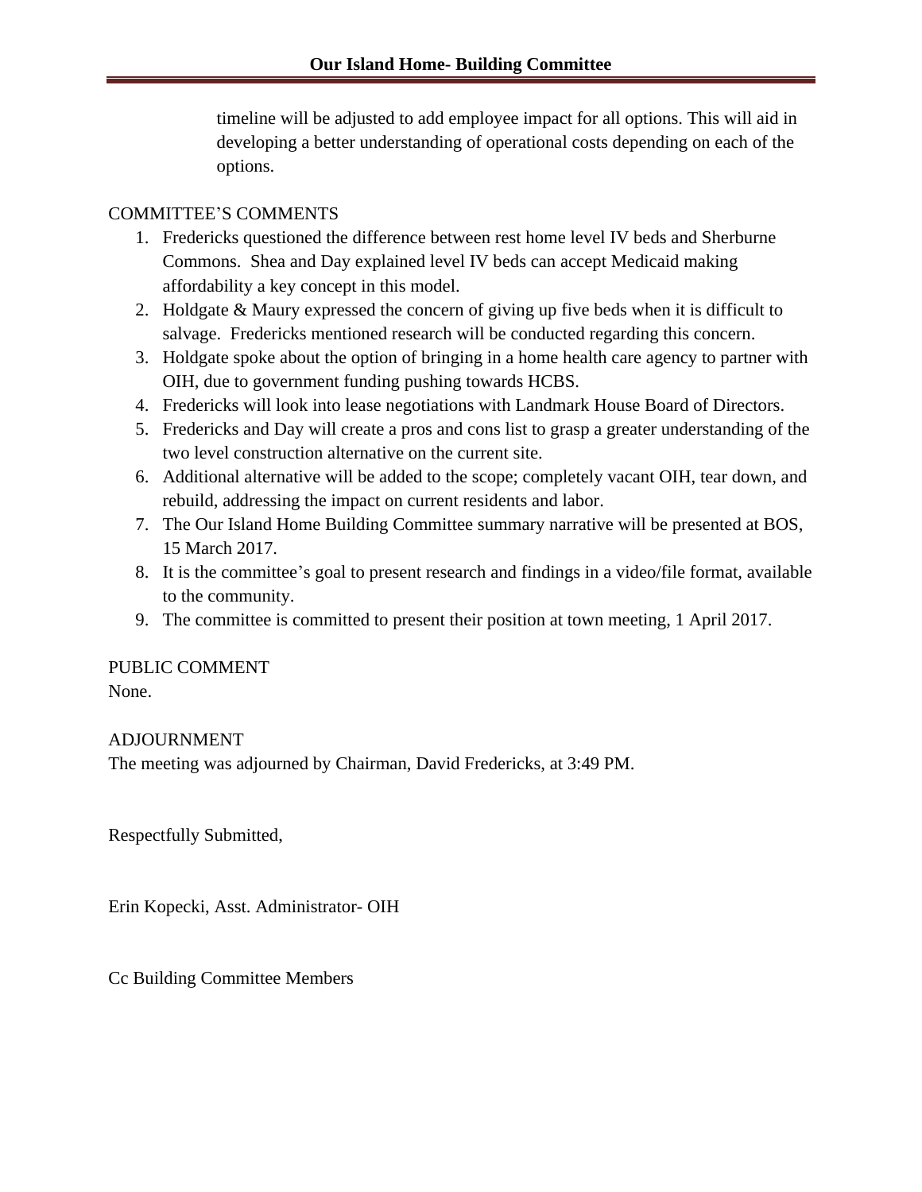timeline will be adjusted to add employee impact for all options. This will aid in developing a better understanding of operational costs depending on each of the options.

COMMITTEE'S COMMENTS

1. Fredericks questioned the difference between rest home level IV beds and Sherburne Commons. Shea and Day explained level IV beds can accept Medicaid making affordability a key concept in this model.
2. Holdgate & Maury expressed the concern of giving up five beds when it is difficult to salvage. Fredericks mentioned research will be conducted regarding this concern.
3. Holdgate spoke about the option of bringing in a home health care agency to partner with OIH, due to government funding pushing towards HCBS.
4. Fredericks will look into lease negotiations with Landmark House Board of Directors.
5. Fredericks and Day will create a pros and cons list to grasp a greater understanding of the two level construction alternative on the current site.
6. Additional alternative will be added to the scope; completely vacant OIH, tear down, and rebuild, addressing the impact on current residents and labor.
7. The Our Island Home Building Committee summary narrative will be presented at BOS, 15 March 2017.
8. It is the committee's goal to present research and findings in a video/file format, available to the community.
9. The committee is committed to present their position at town meeting, 1 April 2017.

PUBLIC COMMENT

None.

ADJOURNMENT

The meeting was adjourned by Chairman, David Fredericks, at 3:49 PM.

Respectfully Submitted,

Erin Kopecki, Asst. Administrator- OIH

Cc Building Committee Members